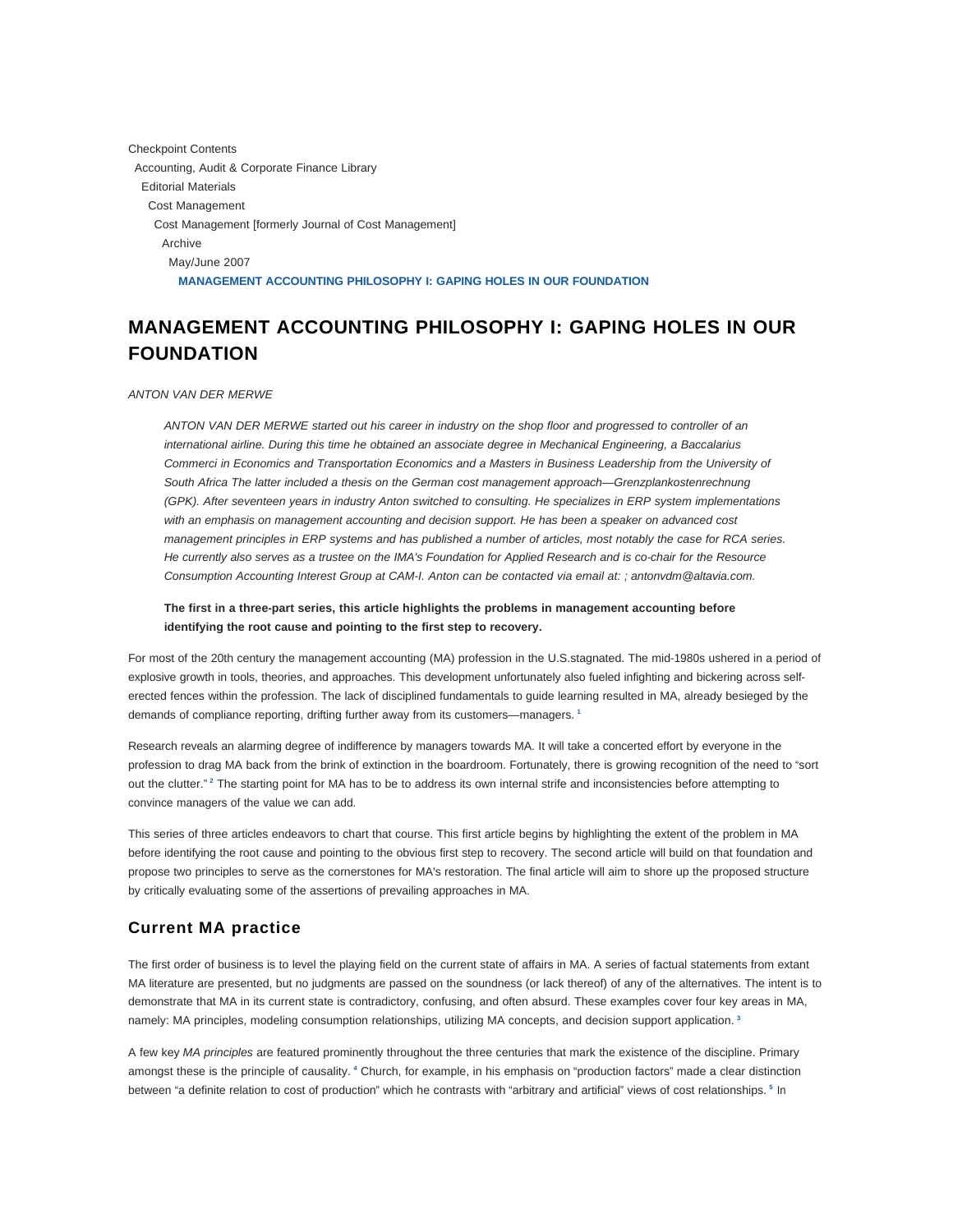Checkpoint Contents
Accounting, Audit & Corporate Finance Library
Editorial Materials
Cost Management
Cost Management [formerly Journal of Cost Management]
Archive
May/June 2007
**MANAGEMENT ACCOUNTING PHILOSOPHY I: GAPING HOLES IN OUR FOUNDATION**

# MANAGEMENT ACCOUNTING PHILOSOPHY I: GAPING HOLES IN OUR FOUNDATION

*ANTON VAN DER MERWE*

> *ANTON VAN DER MERWE started out his career in industry on the shop floor and progressed to controller of an international airline. During this time he obtained an associate degree in Mechanical Engineering, a Baccalarius Commerci in Economics and Transportation Economics and a Masters in Business Leadership from the University of South Africa The latter included a thesis on the German cost management approach—Grenzplankostenrechnung (GPK). After seventeen years in industry Anton switched to consulting. He specializes in ERP system implementations with an emphasis on management accounting and decision support. He has been a speaker on advanced cost management principles in ERP systems and has published a number of articles, most notably the case for RCA series. He currently also serves as a trustee on the IMA's Foundation for Applied Research and is co-chair for the Resource Consumption Accounting Interest Group at CAM-I. Anton can be contacted via email at: ; antonvdm@altavia.com.*

> **The first in a three-part series, this article highlights the problems in management accounting before identifying the root cause and pointing to the first step to recovery.**

For most of the 20th century the management accounting (MA) profession in the U.S.stagnated. The mid-1980s ushered in a period of explosive growth in tools, theories, and approaches. This development unfortunately also fueled infighting and bickering across self-erected fences within the profession. The lack of disciplined fundamentals to guide learning resulted in MA, already besieged by the demands of compliance reporting, drifting further away from its customers—managers. [1]

Research reveals an alarming degree of indifference by managers towards MA. It will take a concerted effort by everyone in the profession to drag MA back from the brink of extinction in the boardroom. Fortunately, there is growing recognition of the need to “sort out the clutter.” [2] The starting point for MA has to be to address its own internal strife and inconsistencies before attempting to convince managers of the value we can add.

This series of three articles endeavors to chart that course. This first article begins by highlighting the extent of the problem in MA before identifying the root cause and pointing to the obvious first step to recovery. The second article will build on that foundation and propose two principles to serve as the cornerstones for MA's restoration. The final article will aim to shore up the proposed structure by critically evaluating some of the assertions of prevailing approaches in MA.

## Current MA practice

The first order of business is to level the playing field on the current state of affairs in MA. A series of factual statements from extant MA literature are presented, but no judgments are passed on the soundness (or lack thereof) of any of the alternatives. The intent is to demonstrate that MA in its current state is contradictory, confusing, and often absurd. These examples cover four key areas in MA, namely: MA principles, modeling consumption relationships, utilizing MA concepts, and decision support application. [3]

A few key *MA principles* are featured prominently throughout the three centuries that mark the existence of the discipline. Primary amongst these is the principle of causality. [4] Church, for example, in his emphasis on “production factors” made a clear distinction between “a definite relation to cost of production” which he contrasts with “arbitrary and artificial” views of cost relationships. [5] In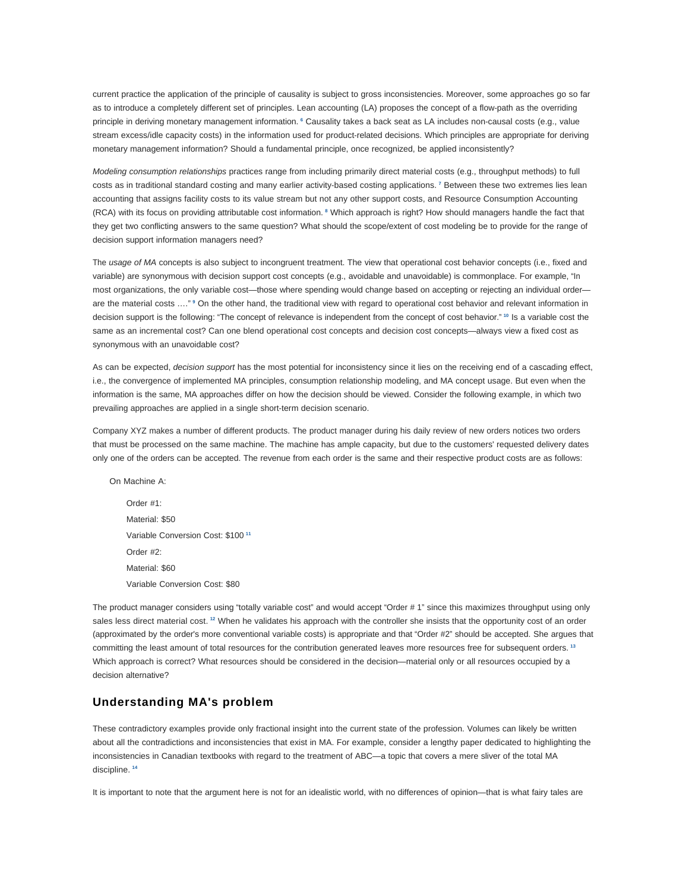current practice the application of the principle of causality is subject to gross inconsistencies. Moreover, some approaches go so far as to introduce a completely different set of principles. Lean accounting (LA) proposes the concept of a flow-path as the overriding principle in deriving monetary management information. [6] Causality takes a back seat as LA includes non-causal costs (e.g., value stream excess/idle capacity costs) in the information used for product-related decisions. Which principles are appropriate for deriving monetary management information? Should a fundamental principle, once recognized, be applied inconsistently?

*Modeling consumption relationships* practices range from including primarily direct material costs (e.g., throughput methods) to full costs as in traditional standard costing and many earlier activity-based costing applications. [7] Between these two extremes lies lean accounting that assigns facility costs to its value stream but not any other support costs, and Resource Consumption Accounting (RCA) with its focus on providing attributable cost information. [8] Which approach is right? How should managers handle the fact that they get two conflicting answers to the same question? What should the scope/extent of cost modeling be to provide for the range of decision support information managers need?

The *usage of MA* concepts is also subject to incongruent treatment. The view that operational cost behavior concepts (i.e., fixed and variable) are synonymous with decision support cost concepts (e.g., avoidable and unavoidable) is commonplace. For example, "In most organizations, the only variable cost—those where spending would change based on accepting or rejecting an individual order—are the material costs …." [9] On the other hand, the traditional view with regard to operational cost behavior and relevant information in decision support is the following: "The concept of relevance is independent from the concept of cost behavior." [10] Is a variable cost the same as an incremental cost? Can one blend operational cost concepts and decision cost concepts—always view a fixed cost as synonymous with an unavoidable cost?

As can be expected, *decision support* has the most potential for inconsistency since it lies on the receiving end of a cascading effect, i.e., the convergence of implemented MA principles, consumption relationship modeling, and MA concept usage. But even when the information is the same, MA approaches differ on how the decision should be viewed. Consider the following example, in which two prevailing approaches are applied in a single short-term decision scenario.

Company XYZ makes a number of different products. The product manager during his daily review of new orders notices two orders that must be processed on the same machine. The machine has ample capacity, but due to the customers' requested delivery dates only one of the orders can be accepted. The revenue from each order is the same and their respective product costs are as follows:

On Machine A:

Order #1:
Material: $50
Variable Conversion Cost: $100 [11]
Order #2:
Material: $60
Variable Conversion Cost: $80

The product manager considers using "totally variable cost" and would accept "Order # 1" since this maximizes throughput using only sales less direct material cost. [12] When he validates his approach with the controller she insists that the opportunity cost of an order (approximated by the order's more conventional variable costs) is appropriate and that "Order #2" should be accepted. She argues that committing the least amount of total resources for the contribution generated leaves more resources free for subsequent orders. [13] Which approach is correct? What resources should be considered in the decision—material only or all resources occupied by a decision alternative?

## Understanding MA's problem

These contradictory examples provide only fractional insight into the current state of the profession. Volumes can likely be written about all the contradictions and inconsistencies that exist in MA. For example, consider a lengthy paper dedicated to highlighting the inconsistencies in Canadian textbooks with regard to the treatment of ABC—a topic that covers a mere sliver of the total MA discipline. [14]

It is important to note that the argument here is not for an idealistic world, with no differences of opinion—that is what fairy tales are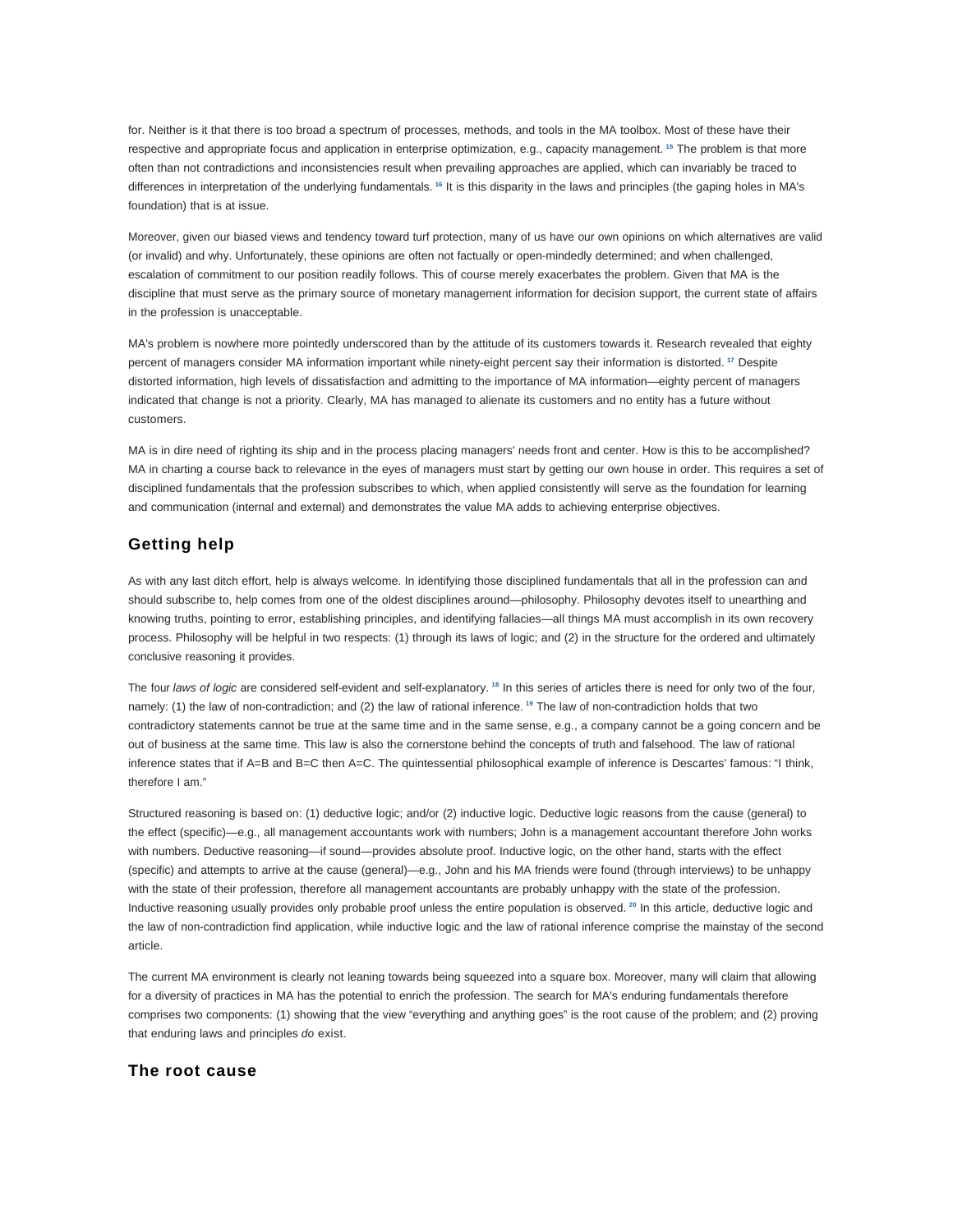for. Neither is it that there is too broad a spectrum of processes, methods, and tools in the MA toolbox. Most of these have their respective and appropriate focus and application in enterprise optimization, e.g., capacity management. [15] The problem is that more often than not contradictions and inconsistencies result when prevailing approaches are applied, which can invariably be traced to differences in interpretation of the underlying fundamentals. [16] It is this disparity in the laws and principles (the gaping holes in MA's foundation) that is at issue.

Moreover, given our biased views and tendency toward turf protection, many of us have our own opinions on which alternatives are valid (or invalid) and why. Unfortunately, these opinions are often not factually or open-mindedly determined; and when challenged, escalation of commitment to our position readily follows. This of course merely exacerbates the problem. Given that MA is the discipline that must serve as the primary source of monetary management information for decision support, the current state of affairs in the profession is unacceptable.

MA's problem is nowhere more pointedly underscored than by the attitude of its customers towards it. Research revealed that eighty percent of managers consider MA information important while ninety-eight percent say their information is distorted. [17] Despite distorted information, high levels of dissatisfaction and admitting to the importance of MA information—eighty percent of managers indicated that change is not a priority. Clearly, MA has managed to alienate its customers and no entity has a future without customers.

MA is in dire need of righting its ship and in the process placing managers' needs front and center. How is this to be accomplished? MA in charting a course back to relevance in the eyes of managers must start by getting our own house in order. This requires a set of disciplined fundamentals that the profession subscribes to which, when applied consistently will serve as the foundation for learning and communication (internal and external) and demonstrates the value MA adds to achieving enterprise objectives.

## Getting help

As with any last ditch effort, help is always welcome. In identifying those disciplined fundamentals that all in the profession can and should subscribe to, help comes from one of the oldest disciplines around—philosophy. Philosophy devotes itself to unearthing and knowing truths, pointing to error, establishing principles, and identifying fallacies—all things MA must accomplish in its own recovery process. Philosophy will be helpful in two respects: (1) through its laws of logic; and (2) in the structure for the ordered and ultimately conclusive reasoning it provides.

The four *laws of logic* are considered self-evident and self-explanatory. [18] In this series of articles there is need for only two of the four, namely: (1) the law of non-contradiction; and (2) the law of rational inference. [19] The law of non-contradiction holds that two contradictory statements cannot be true at the same time and in the same sense, e.g., a company cannot be a going concern and be out of business at the same time. This law is also the cornerstone behind the concepts of truth and falsehood. The law of rational inference states that if A=B and B=C then A=C. The quintessential philosophical example of inference is Descartes' famous: "I think, therefore I am."

Structured reasoning is based on: (1) deductive logic; and/or (2) inductive logic. Deductive logic reasons from the cause (general) to the effect (specific)—e.g., all management accountants work with numbers; John is a management accountant therefore John works with numbers. Deductive reasoning—if sound—provides absolute proof. Inductive logic, on the other hand, starts with the effect (specific) and attempts to arrive at the cause (general)—e.g., John and his MA friends were found (through interviews) to be unhappy with the state of their profession, therefore all management accountants are probably unhappy with the state of the profession. Inductive reasoning usually provides only probable proof unless the entire population is observed. [20] In this article, deductive logic and the law of non-contradiction find application, while inductive logic and the law of rational inference comprise the mainstay of the second article.

The current MA environment is clearly not leaning towards being squeezed into a square box. Moreover, many will claim that allowing for a diversity of practices in MA has the potential to enrich the profession. The search for MA's enduring fundamentals therefore comprises two components: (1) showing that the view "everything and anything goes" is the root cause of the problem; and (2) proving that enduring laws and principles *do* exist.

## The root cause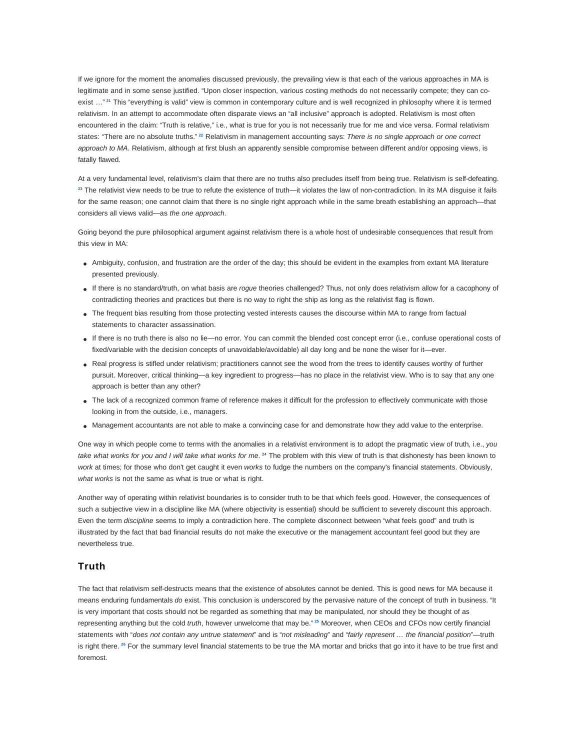If we ignore for the moment the anomalies discussed previously, the prevailing view is that each of the various approaches in MA is legitimate and in some sense justified. “Upon closer inspection, various costing methods do not necessarily compete; they can co-exist …” [21] This “everything is valid” view is common in contemporary culture and is well recognized in philosophy where it is termed relativism. In an attempt to accommodate often disparate views an “all inclusive” approach is adopted. Relativism is most often encountered in the claim: “Truth is relative,” i.e., what is true for you is not necessarily true for me and vice versa. Formal relativism states: “There are no absolute truths.” [22] Relativism in management accounting says: *There is no single approach or one correct approach to MA*. Relativism, although at first blush an apparently sensible compromise between different and/or opposing views, is fatally flawed.

At a very fundamental level, relativism's claim that there are no truths also precludes itself from being true. Relativism is self-defeating. [23] The relativist view needs to be true to refute the existence of truth—it violates the law of non-contradiction. In its MA disguise it fails for the same reason; one cannot claim that there is no single right approach while in the same breath establishing an approach—that considers all views valid—as *the one approach*.

Going beyond the pure philosophical argument against relativism there is a whole host of undesirable consequences that result from this view in MA:

- Ambiguity, confusion, and frustration are the order of the day; this should be evident in the examples from extant MA literature presented previously.
- If there is no standard/truth, on what basis are *rogue* theories challenged? Thus, not only does relativism allow for a cacophony of contradicting theories and practices but there is no way to right the ship as long as the relativist flag is flown.
- The frequent bias resulting from those protecting vested interests causes the discourse within MA to range from factual statements to character assassination.
- If there is no truth there is also no lie—no error. You can commit the blended cost concept error (i.e., confuse operational costs of fixed/variable with the decision concepts of unavoidable/avoidable) all day long and be none the wiser for it—ever.
- Real progress is stifled under relativism; practitioners cannot see the wood from the trees to identify causes worthy of further pursuit. Moreover, critical thinking—a key ingredient to progress—has no place in the relativist view. Who is to say that any one approach is better than any other?
- The lack of a recognized common frame of reference makes it difficult for the profession to effectively communicate with those looking in from the outside, i.e., managers.
- Management accountants are not able to make a convincing case for and demonstrate how they add value to the enterprise.

One way in which people come to terms with the anomalies in a relativist environment is to adopt the pragmatic view of truth, i.e., *you take what works for you and I will take what works for me*. [24] The problem with this view of truth is that dishonesty has been known to *work* at times; for those who don't get caught it even *works* to fudge the numbers on the company's financial statements. Obviously, *what works* is not the same as what is true or what is right.

Another way of operating within relativist boundaries is to consider truth to be that which feels good. However, the consequences of such a subjective view in a discipline like MA (where objectivity is essential) should be sufficient to severely discount this approach. Even the term *discipline* seems to imply a contradiction here. The complete disconnect between “what feels good” and truth is illustrated by the fact that bad financial results do not make the executive or the management accountant feel good but they are nevertheless true.

## Truth

The fact that relativism self-destructs means that the existence of absolutes cannot be denied. This is good news for MA because it means enduring fundamentals *do* exist. This conclusion is underscored by the pervasive nature of the concept of truth in business. “It is very important that costs should not be regarded as something that may be manipulated, nor should they be thought of as representing anything but the cold *truth*, however unwelcome that may be.” [25] Moreover, when CEOs and CFOs now certify financial statements with “*does not contain any untrue statement*” and is “*not misleading*” and “*fairly represent … the financial position*”—truth is right there. [26] For the summary level financial statements to be true the MA mortar and bricks that go into it have to be true first and foremost.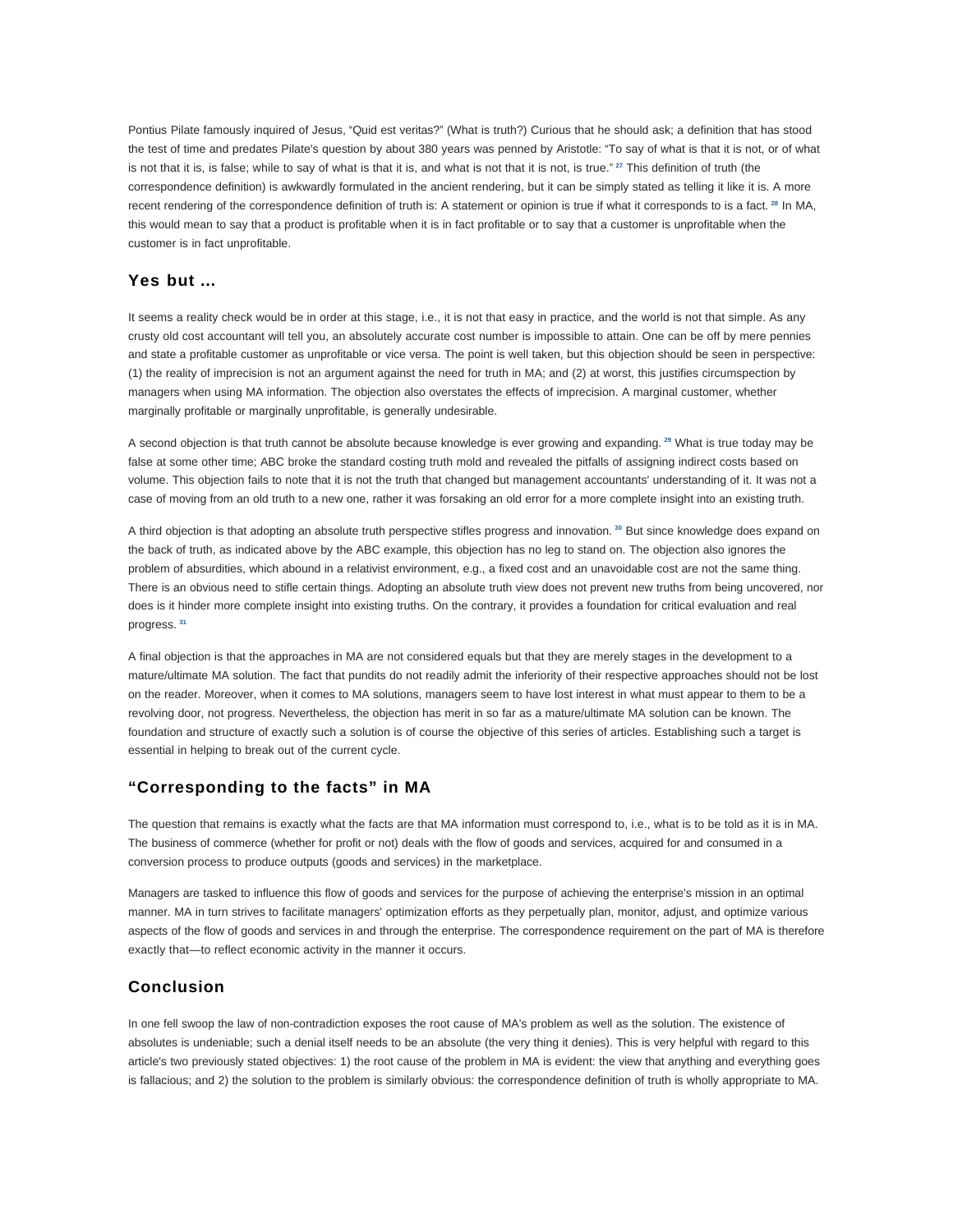Pontius Pilate famously inquired of Jesus, "Quid est veritas?" (What is truth?) Curious that he should ask; a definition that has stood the test of time and predates Pilate's question by about 380 years was penned by Aristotle: "To say of what is that it is not, or of what is not that it is, is false; while to say of what is that it is, and what is not that it is not, is true." [27] This definition of truth (the correspondence definition) is awkwardly formulated in the ancient rendering, but it can be simply stated as telling it like it is. A more recent rendering of the correspondence definition of truth is: A statement or opinion is true if what it corresponds to is a fact. [28] In MA, this would mean to say that a product is profitable when it is in fact profitable or to say that a customer is unprofitable when the customer is in fact unprofitable.

## Yes but ...

It seems a reality check would be in order at this stage, i.e., it is not that easy in practice, and the world is not that simple. As any crusty old cost accountant will tell you, an absolutely accurate cost number is impossible to attain. One can be off by mere pennies and state a profitable customer as unprofitable or vice versa. The point is well taken, but this objection should be seen in perspective: (1) the reality of imprecision is not an argument against the need for truth in MA; and (2) at worst, this justifies circumspection by managers when using MA information. The objection also overstates the effects of imprecision. A marginal customer, whether marginally profitable or marginally unprofitable, is generally undesirable.

A second objection is that truth cannot be absolute because knowledge is ever growing and expanding. [29] What is true today may be false at some other time; ABC broke the standard costing truth mold and revealed the pitfalls of assigning indirect costs based on volume. This objection fails to note that it is not the truth that changed but management accountants' understanding of it. It was not a case of moving from an old truth to a new one, rather it was forsaking an old error for a more complete insight into an existing truth.

A third objection is that adopting an absolute truth perspective stifles progress and innovation. [30] But since knowledge does expand on the back of truth, as indicated above by the ABC example, this objection has no leg to stand on. The objection also ignores the problem of absurdities, which abound in a relativist environment, e.g., a fixed cost and an unavoidable cost are not the same thing. There is an obvious need to stifle certain things. Adopting an absolute truth view does not prevent new truths from being uncovered, nor does is it hinder more complete insight into existing truths. On the contrary, it provides a foundation for critical evaluation and real progress. [31]

A final objection is that the approaches in MA are not considered equals but that they are merely stages in the development to a mature/ultimate MA solution. The fact that pundits do not readily admit the inferiority of their respective approaches should not be lost on the reader. Moreover, when it comes to MA solutions, managers seem to have lost interest in what must appear to them to be a revolving door, not progress. Nevertheless, the objection has merit in so far as a mature/ultimate MA solution can be known. The foundation and structure of exactly such a solution is of course the objective of this series of articles. Establishing such a target is essential in helping to break out of the current cycle.

## "Corresponding to the facts" in MA

The question that remains is exactly what the facts are that MA information must correspond to, i.e., what is to be told as it is in MA. The business of commerce (whether for profit or not) deals with the flow of goods and services, acquired for and consumed in a conversion process to produce outputs (goods and services) in the marketplace.

Managers are tasked to influence this flow of goods and services for the purpose of achieving the enterprise's mission in an optimal manner. MA in turn strives to facilitate managers' optimization efforts as they perpetually plan, monitor, adjust, and optimize various aspects of the flow of goods and services in and through the enterprise. The correspondence requirement on the part of MA is therefore exactly that—to reflect economic activity in the manner it occurs.

## Conclusion

In one fell swoop the law of non-contradiction exposes the root cause of MA's problem as well as the solution. The existence of absolutes is undeniable; such a denial itself needs to be an absolute (the very thing it denies). This is very helpful with regard to this article's two previously stated objectives: 1) the root cause of the problem in MA is evident: the view that anything and everything goes is fallacious; and 2) the solution to the problem is similarly obvious: the correspondence definition of truth is wholly appropriate to MA.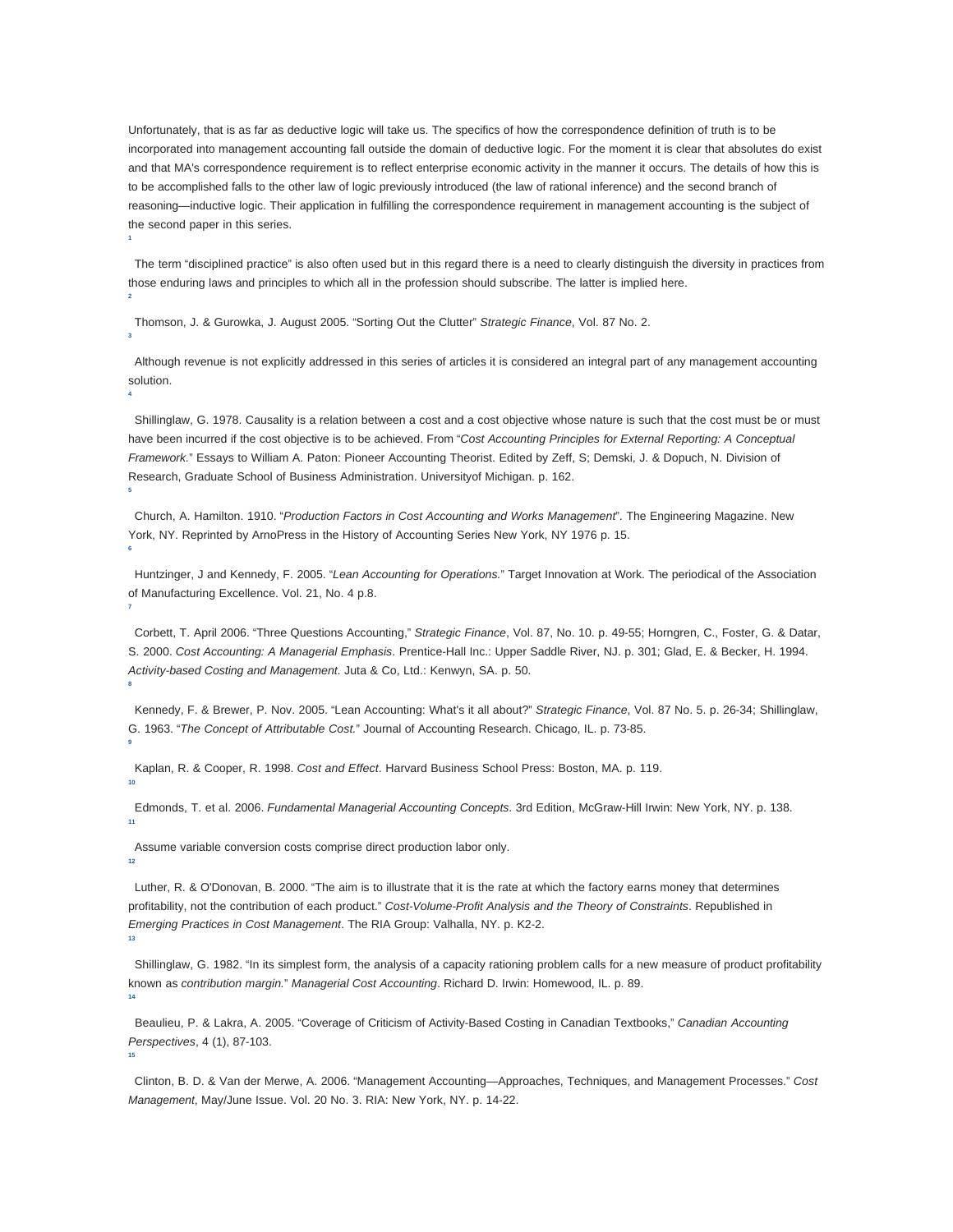Unfortunately, that is as far as deductive logic will take us. The specifics of how the correspondence definition of truth is to be incorporated into management accounting fall outside the domain of deductive logic. For the moment it is clear that absolutes do exist and that MA's correspondence requirement is to reflect enterprise economic activity in the manner it occurs. The details of how this is to be accomplished falls to the other law of logic previously introduced (the law of rational inference) and the second branch of reasoning—inductive logic. Their application in fulfilling the correspondence requirement in management accounting is the subject of the second paper in this series.

[1] The term "disciplined practice" is also often used but in this regard there is a need to clearly distinguish the diversity in practices from those enduring laws and principles to which all in the profession should subscribe. The latter is implied here.

[2] Thomson, J. & Gurowka, J. August 2005. "Sorting Out the Clutter" *Strategic Finance*, Vol. 87 No. 2.

[3] Although revenue is not explicitly addressed in this series of articles it is considered an integral part of any management accounting solution.

[4] Shillinglaw, G. 1978. Causality is a relation between a cost and a cost objective whose nature is such that the cost must be or must have been incurred if the cost objective is to be achieved. From "*Cost Accounting Principles for External Reporting: A Conceptual Framework*." Essays to William A. Paton: Pioneer Accounting Theorist. Edited by Zeff, S; Demski, J. & Dopuch, N. Division of Research, Graduate School of Business Administration. Universityof Michigan. p. 162.

[5] Church, A. Hamilton. 1910. "*Production Factors in Cost Accounting and Works Management*". The Engineering Magazine. New York, NY. Reprinted by ArnoPress in the History of Accounting Series New York, NY 1976 p. 15.

[6] Huntzinger, J and Kennedy, F. 2005. "*Lean Accounting for Operations.*" Target Innovation at Work. The periodical of the Association of Manufacturing Excellence. Vol. 21, No. 4 p.8.

[7] Corbett, T. April 2006. "Three Questions Accounting," *Strategic Finance*, Vol. 87, No. 10. p. 49-55; Horngren, C., Foster, G. & Datar, S. 2000. *Cost Accounting: A Managerial Emphasis*. Prentice-Hall Inc.: Upper Saddle River, NJ. p. 301; Glad, E. & Becker, H. 1994. *Activity-based Costing and Management*. Juta & Co, Ltd.: Kenwyn, SA. p. 50.

[8] Kennedy, F. & Brewer, P. Nov. 2005. "Lean Accounting: What's it all about?" *Strategic Finance*, Vol. 87 No. 5. p. 26-34; Shillinglaw, G. 1963. "*The Concept of Attributable Cost.*" Journal of Accounting Research. Chicago, IL. p. 73-85.

[9] Kaplan, R. & Cooper, R. 1998. *Cost and Effect*. Harvard Business School Press: Boston, MA. p. 119.

[10] Edmonds, T. et al. 2006. *Fundamental Managerial Accounting Concepts*. 3rd Edition, McGraw-Hill Irwin: New York, NY. p. 138.

[11] Assume variable conversion costs comprise direct production labor only.

[12] Luther, R. & O'Donovan, B. 2000. "The aim is to illustrate that it is the rate at which the factory earns money that determines profitability, not the contribution of each product." *Cost-Volume-Profit Analysis and the Theory of Constraints*. Republished in *Emerging Practices in Cost Management*. The RIA Group: Valhalla, NY. p. K2-2.

[13] Shillinglaw, G. 1982. "In its simplest form, the analysis of a capacity rationing problem calls for a new measure of product profitability known as *contribution margin.*" *Managerial Cost Accounting*. Richard D. Irwin: Homewood, IL. p. 89.

[14] Beaulieu, P. & Lakra, A. 2005. "Coverage of Criticism of Activity-Based Costing in Canadian Textbooks," *Canadian Accounting Perspectives*, 4 (1), 87-103.

[15] Clinton, B. D. & Van der Merwe, A. 2006. "Management Accounting—Approaches, Techniques, and Management Processes." *Cost Management*, May/June Issue. Vol. 20 No. 3. RIA: New York, NY. p. 14-22.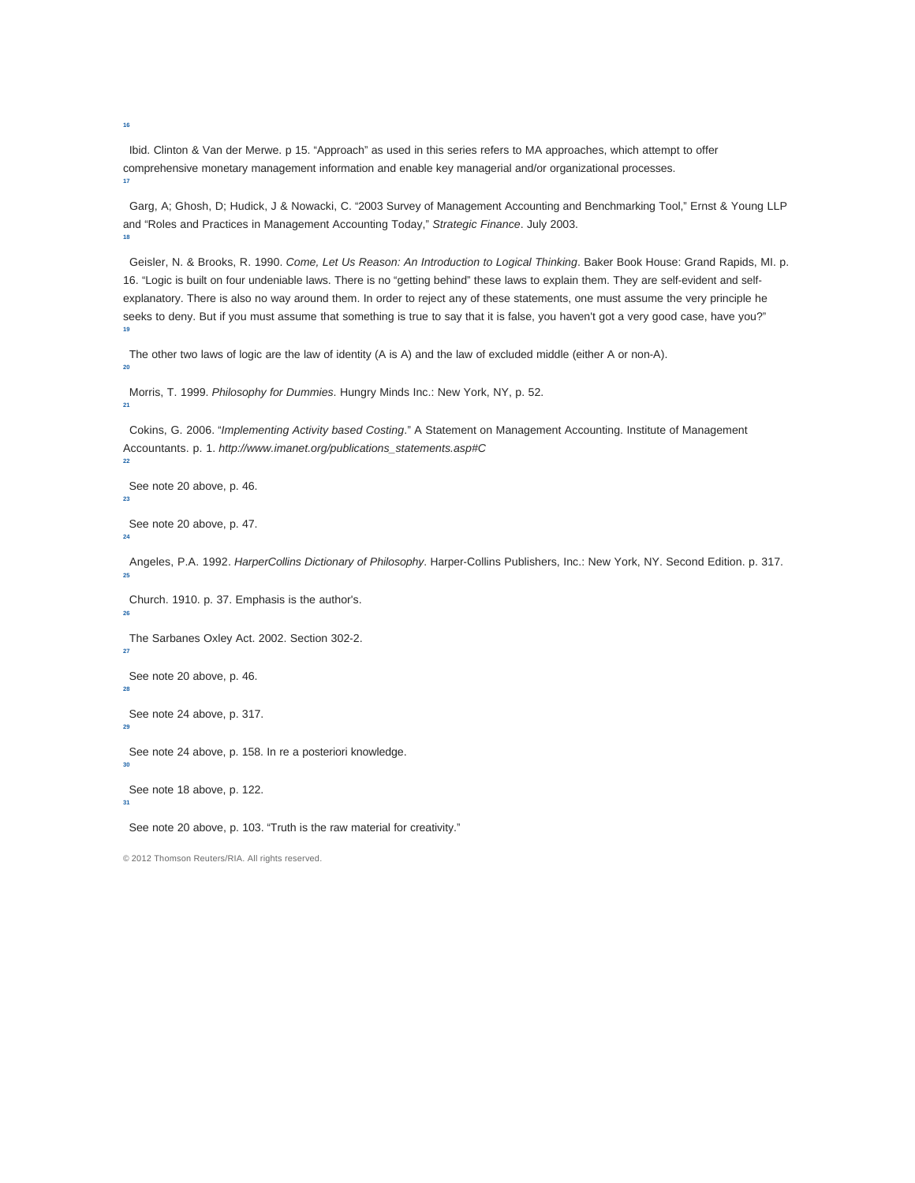[16] Ibid. Clinton & Van der Merwe. p 15. “Approach” as used in this series refers to MA approaches, which attempt to offer comprehensive monetary management information and enable key managerial and/or organizational processes.

[17] Garg, A; Ghosh, D; Hudick, J & Nowacki, C. “2003 Survey of Management Accounting and Benchmarking Tool,” Ernst & Young LLP and “Roles and Practices in Management Accounting Today,” *Strategic Finance*. July 2003.

[18] Geisler, N. & Brooks, R. 1990. *Come, Let Us Reason: An Introduction to Logical Thinking*. Baker Book House: Grand Rapids, MI. p. 16. “Logic is built on four undeniable laws. There is no “getting behind” these laws to explain them. They are self-evident and self-explanatory. There is also no way around them. In order to reject any of these statements, one must assume the very principle he seeks to deny. But if you must assume that something is true to say that it is false, you haven't got a very good case, have you?”

[19] The other two laws of logic are the law of identity (A is A) and the law of excluded middle (either A or non-A).

[20] Morris, T. 1999. *Philosophy for Dummies*. Hungry Minds Inc.: New York, NY, p. 52.

[21] Cokins, G. 2006. “*Implementing Activity based Costing*.” A Statement on Management Accounting. Institute of Management Accountants. p. 1. *http://www.imanet.org/publications_statements.asp#C*

[22] See note 20 above, p. 46.

[23] See note 20 above, p. 47.

[24] Angeles, P.A. 1992. *HarperCollins Dictionary of Philosophy*. Harper-Collins Publishers, Inc.: New York, NY. Second Edition. p. 317.

[25] Church. 1910. p. 37. Emphasis is the author's.

[26] The Sarbanes Oxley Act. 2002. Section 302-2.

[27] See note 20 above, p. 46.

[28] See note 24 above, p. 317.

[29] See note 24 above, p. 158. In re a posteriori knowledge.

[30] See note 18 above, p. 122.

[31] See note 20 above, p. 103. “Truth is the raw material for creativity.”

© 2012 Thomson Reuters/RIA. All rights reserved.